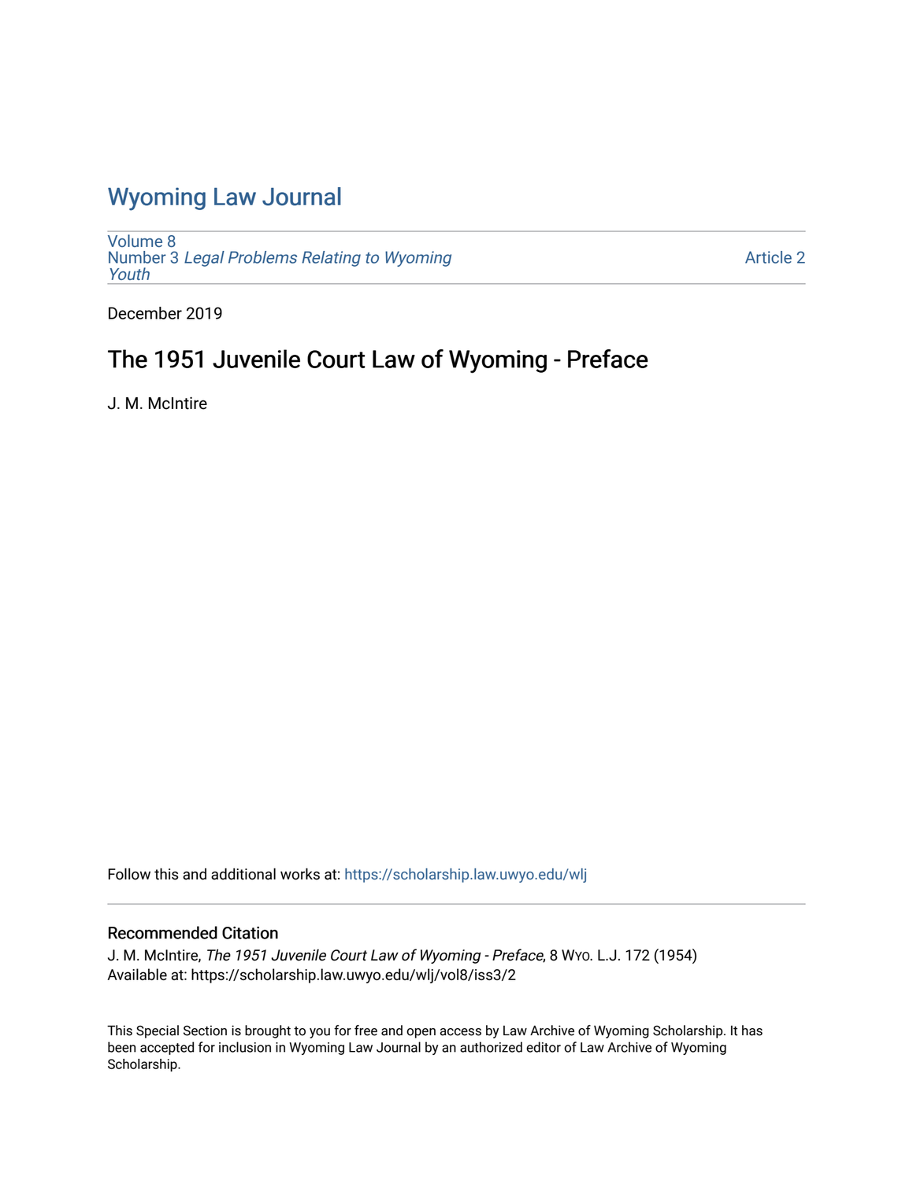# Wyoming Law Journal

Volume 8
Number 3 *Legal Problems Relating to Wyoming Youth*

Article 2

December 2019

## The 1951 Juvenile Court Law of Wyoming - Preface

J. M. McIntire

Follow this and additional works at: https://scholarship.law.uwyo.edu/wlj

### Recommended Citation

J. M. McIntire, *The 1951 Juvenile Court Law of Wyoming - Preface*, 8 Wyo. L.J. 172 (1954)
Available at: https://scholarship.law.uwyo.edu/wlj/vol8/iss3/2

This Special Section is brought to you for free and open access by Law Archive of Wyoming Scholarship. It has been accepted for inclusion in Wyoming Law Journal by an authorized editor of Law Archive of Wyoming Scholarship.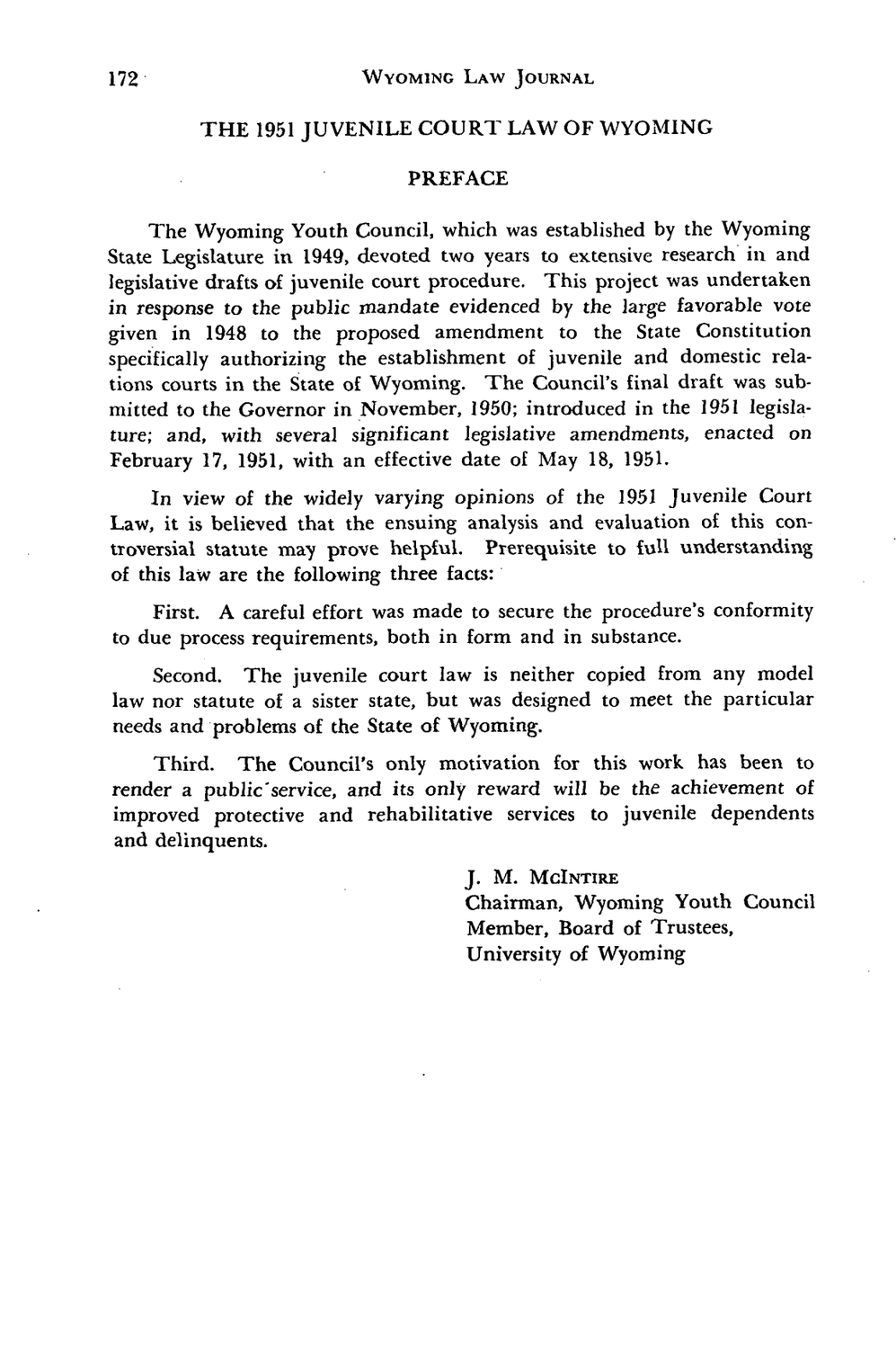# THE 1951 JUVENILE COURT LAW OF WYOMING

## PREFACE

The Wyoming Youth Council, which was established by the Wyoming State Legislature in 1949, devoted two years to extensive research in and legislative drafts of juvenile court procedure. This project was undertaken in response to the public mandate evidenced by the large favorable vote given in 1948 to the proposed amendment to the State Constitution specifically authorizing the establishment of juvenile and domestic relations courts in the State of Wyoming. The Council's final draft was submitted to the Governor in November, 1950; introduced in the 1951 legislature; and, with several significant legislative amendments, enacted on February 17, 1951, with an effective date of May 18, 1951.

In view of the widely varying opinions of the 1951 Juvenile Court Law, it is believed that the ensuing analysis and evaluation of this controversial statute may prove helpful. Prerequisite to full understanding of this law are the following three facts:

First. A careful effort was made to secure the procedure's conformity to due process requirements, both in form and in substance.

Second. The juvenile court law is neither copied from any model law nor statute of a sister state, but was designed to meet the particular needs and problems of the State of Wyoming.

Third. The Council's only motivation for this work has been to render a public service, and its only reward will be the achievement of improved protective and rehabilitative services to juvenile dependents and delinquents.

J. M. McIntire
Chairman, Wyoming Youth Council
Member, Board of Trustees,
University of Wyoming